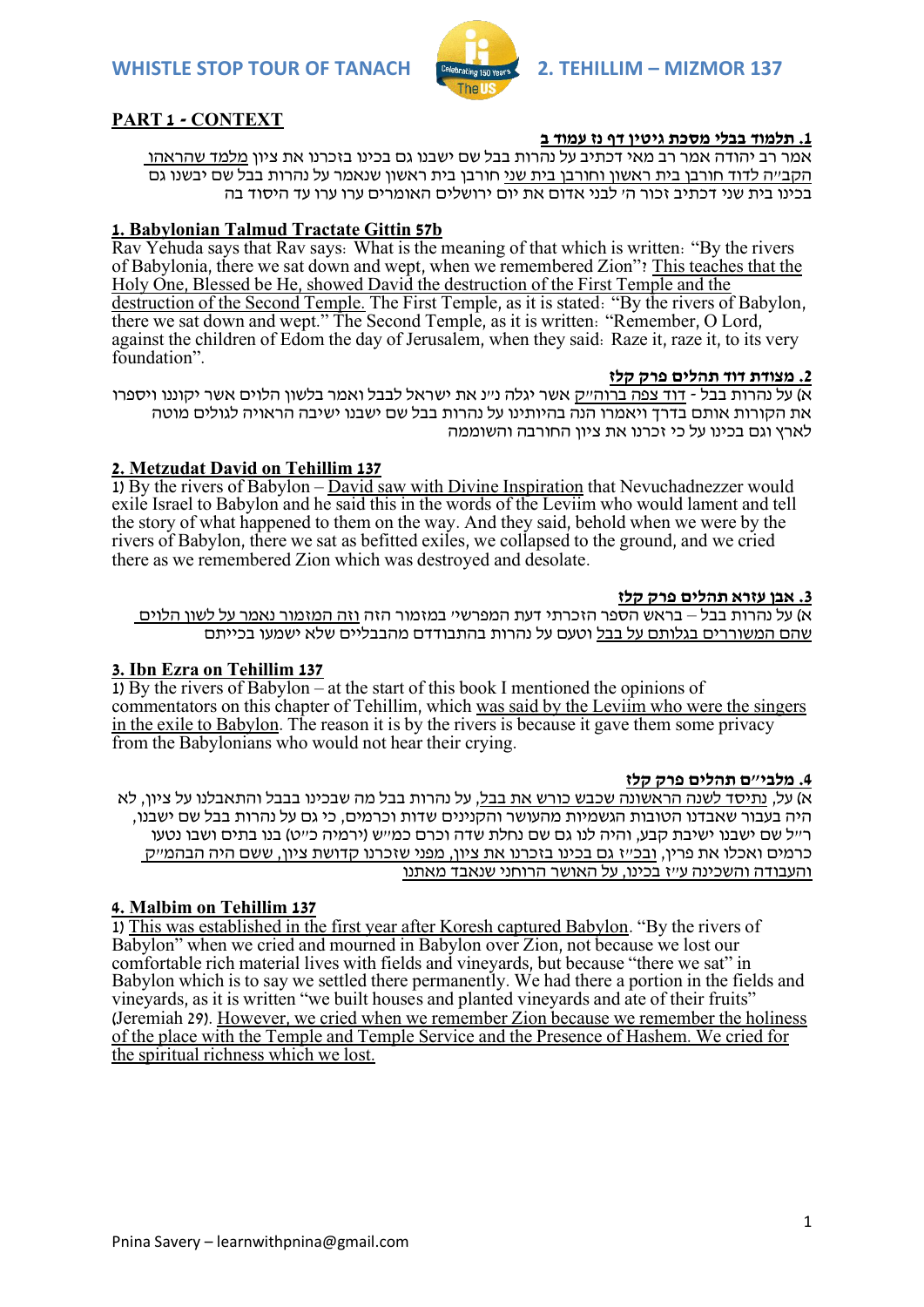## PART 1 - CONTEXT

### 1. תלמוד בבלי מסכת גיטין דף נז עמוד ב

אמר רב יהודה אמר רב מאי דכתיב על נהרות בבל שם ישבנו גם בכינו בזכרנו את ציון מלמד שהראהו הקב"ה לדוד חורבן בית ראשון וחורבן בית שני חורבן בית ראשון שנאמר על נהרות בבל שם ישבנו גם בכינו בית שני דכתיב זכור ה' לבני אדום את יום ירושלים האומרים ערו ערו עד היסוד בה

### 1. Babylonian Talmud Tractate Gittin 57b

Rav Yehuda says that Rav says: What is the meaning of that which is written: "By the rivers of Babylonia, there we sat down and wept, when we remembered Zion"? This teaches that the Holy One, Blessed be He, showed David the destruction of the First Temple and the destruction of the Second Temple. The First Temple, as it is stated: "By the rivers of Babylon, there we sat down and wept." The Second Temple, as it is written: "Remember, O Lord, against the children of Edom the day of Jerusalem, when they said: Raze it, raze it, to its very foundation".

### 2. מצודת דוד תהלים פרק קלז

א) על נהרות בבל - דוד צפה ברוה"ק אשר יגלה נ"נ את ישראל לבבל ואמר בלשון הלוים אשר יקוננו ויספרו את הקורות אותם בדרך ויאמרו הנה בהיותינו על נהרות בבל שם ישבנו ישיבה הראויה לגולים מוטה לארץ וגם בכינו על כי זכרנו את ציון החורבה והשוממה

### 2. Metzudat David on Tehillim 137

1) By the rivers of Babylon – David saw with Divine Inspiration that Nevuchadnezzer would exile Israel to Babylon and he said this in the words of the Leviim who would lament and tell the story of what happened to them on the way. And they said, behold when we were by the rivers of Babylon, there we sat as befitted exiles, we collapsed to the ground, and we cried there as we remembered Zion which was destroyed and desolate.

### 3. אבן עזרא תהלים פרק קלז

א) על נהרות בבל – בראש הספר הזכרתי דעת המפרשי' במזמור הזה וזה המזמור נאמר על לשון הלוים שהם המשוררים בגלותם על בבל וטעם על נהרות בהתבודדם מהבבליים שלא ישמעו בכייתם

### 3. Ibn Ezra on Tehillim 137

1) By the rivers of Babylon – at the start of this book I mentioned the opinions of commentators on this chapter of Tehillim, which was said by the Leviim who were the singers in the exile to Babylon. The reason it is by the rivers is because it gave them some privacy from the Babylonians who would not hear their crying.

### 4. מלבי"ם תהלים פרק קלז

א) על, נתיסד לשנה הראשונה שכבש כורש את בבל, על נהרות בבל מה שבכינו בבבל והתאבלנו על ציון, לא היה בעבור שאבדנו הטובות הגשמיות מהעושר והקניינים שדות וכרמים, כי גם על נהרות בבל שם ישבנו, ר"ל שם ישבנו ישיבת קבע, והיה לנו גם שם נחלת שדה וכרם כמ"ש (ירמיה כ"ט) בנו בתים ושבו ונטעו כרמים ואכלו את פרין, ובכ"ז גם בכינו בזכרנו את ציון, מפני שזכרנו קדושת ציון, ששם היה הבהמ"ק והעבודה והשכינה ע"ז בכינו, על האושר הרוחני שנאבד מאתנו

### 4. Malbim on Tehillim 137

1) This was established in the first year after Koresh captured Babylon. "By the rivers of Babylon" when we cried and mourned in Babylon over Zion, not because we lost our comfortable rich material lives with fields and vineyards, but because "there we sat" in Babylon which is to say we settled there permanently. We had there a portion in the fields and vineyards, as it is written "we built houses and planted vineyards and ate of their fruits" (Jeremiah 29). However, we cried when we remember Zion because we remember the holiness of the place with the Temple and Temple Service and the Presence of Hashem. We cried for the spiritual richness which we lost.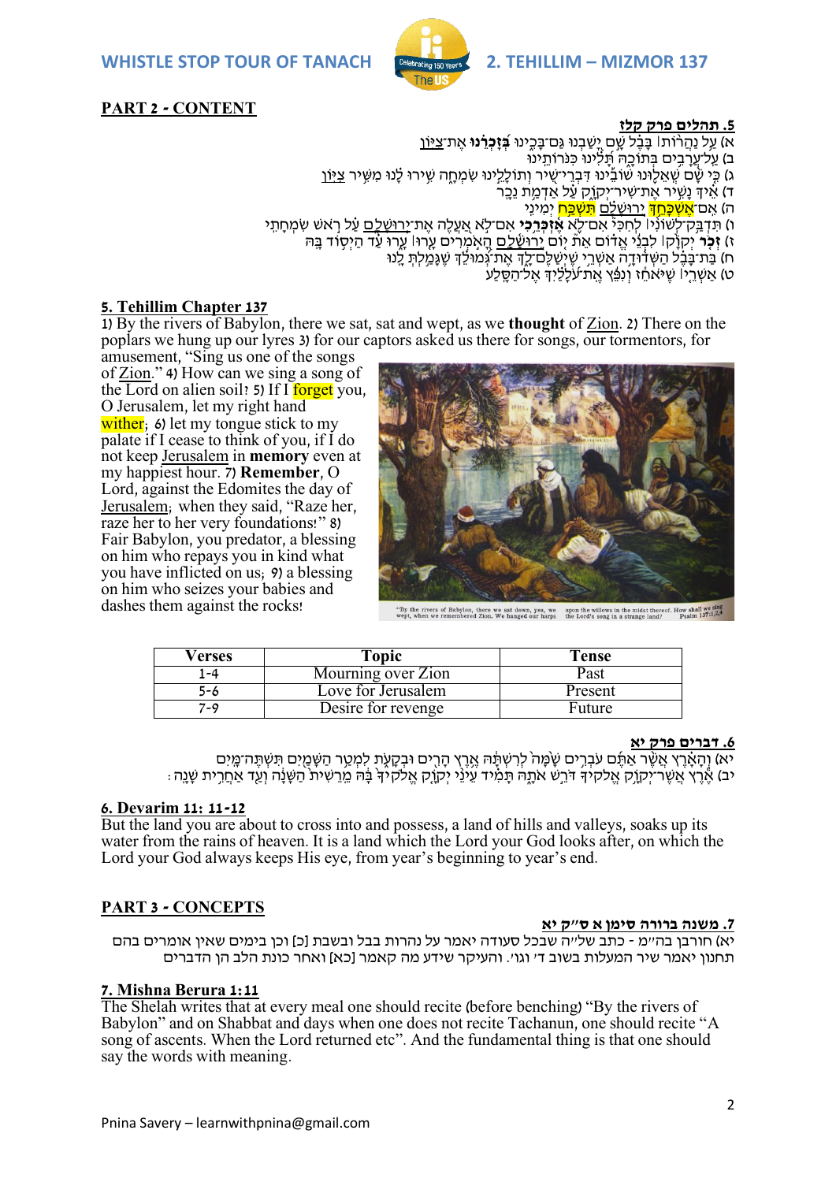## PART 2 - CONTENT

### 5. תהלים פרק קלז

א) עַל נַהֲרוֹת| בָּבֶל שָׁם יָשַׁבְנוּ גַּם־בָּכִינוּ **בְּזָכְרֵנוּ** אֶת־צִיּוֹן
ב) עַל־עֲרָבִים בְּתוֹכָהּ תָּלִינוּ כִּנֹּרוֹתֵינוּ
ג) כִּי שָׁם שְׁאֵלוּנוּ שׁוֹבֵינוּ דִּבְרֵי־שִׁיר וְתוֹלָלֵינוּ שִׂמְחָה שִׁירוּ לָנוּ מִשִּׁיר צִיּוֹן
ד) אֵיךְ נָשִׁיר אֶת־שִׁיר־יְקֹוָק עַל אַדְמַת נֵכָר
ה) אִם־אֶשְׁכָּחֵךְ יְרוּשָׁלָם תִּשְׁכַּח יְמִינִי
ו) תִּדְבַּק־לְשׁוֹנִי| לְחִכִּי אִם־לֹא **אֶזְכְּרֵכִי** אִם־לֹא אַעֲלֶה אֶת־יְרוּשָׁלַם עַל רֹאשׁ שִׂמְחָתִי
ז) **זְכֹר** יְקֹוָק| לִבְנֵי אֱדוֹם אֵת יוֹם יְרוּשָׁלָם הָאֹמְרִים עָרוּ| עָרוּ עַד הַיְסוֹד בָּהּ
ח) בַּת־בָּבֶל הַשְּׁדוּדָה אַשְׁרֵי שֶׁיְשַׁלֶּם־לָךְ אֶת־גְּמוּלֵךְ שֶׁגָּמַלְתְּ לָנוּ
ט) אַשְׁרֵי| שֶׁיֹּאחֵז וְנִפֵּץ אֶת־עֹלָלַיִךְ אֶל־הַסָּלַע

### 5. Tehillim Chapter 137

1) By the rivers of Babylon, there we sat, sat and wept, as we **thought** of Zion. 2) There on the poplars we hung up our lyres 3) for our captors asked us there for songs, our tormentors, for amusement, "Sing us one of the songs of Zion." 4) How can we sing a song of the Lord on alien soil? 5) If I forget you, O Jerusalem, let my right hand wither; 6) let my tongue stick to my palate if I cease to think of you, if I do not keep Jerusalem in **memory** even at my happiest hour. 7) **Remember**, O Lord, against the Edomites the day of Jerusalem; when they said, "Raze her, raze her to her very foundations!" 8) Fair Babylon, you predator, a blessing on him who repays you in kind what you have inflicted on us; 9) a blessing on him who seizes your babies and dashes them against the rocks!

"By the rivers of Babylon, there we sat down, yea, we wept, when we remembered Zion. We hanged our harps upon the willows in the midst thereof. How shall we sing the Lord's song in a strange land? Psalm 137:1,2,4

| Verses | Topic | Tense |
| --- | --- | --- |
| 1-4 | Mourning over Zion | Past |
| 5-6 | Love for Jerusalem | Present |
| 7-9 | Desire for revenge | Future |

### 6. דברים פרק יא

יא) וְהָאָרֶץ אֲשֶׁר אַתֶּם עֹבְרִים שָׁמָּה לְרִשְׁתָּהּ אֶרֶץ הָרִים וּבְקָעֹת לִמְטַר הַשָּׁמַיִם תִּשְׁתֶּה־מָּיִם
יב) אֶרֶץ אֲשֶׁר־יְקֹוָק אֱלֹקֶיךָ דֹּרֵשׁ אֹתָהּ תָּמִיד עֵינֵי יְקֹוָק אֱלֹקֶיךָ בָּהּ מֵרֵשִׁית הַשָּׁנָה וְעַד אַחֲרִית שָׁנָה:

### 6. Devarim 11: 11-12

But the land you are about to cross into and possess, a land of hills and valleys, soaks up its water from the rains of heaven. It is a land which the Lord your God looks after, on which the Lord your God always keeps His eye, from year's beginning to year's end.

## PART 3 - CONCEPTS

### 7. משנה ברורה סימן א ס"ק יא

יא) חורבן בה"מ - כתב של"ה שבכל סעודה יאמר על נהרות בבל ובשבת [כ] וכן בימים שאין אומרים בהם תחנון יאמר שיר המעלות בשוב ד' וגו'. והעיקר שידע מה קאמר [כא] ואחר כונת הלב הן הדברים

### 7. Mishna Berura 1:11

The Shelah writes that at every meal one should recite (before benching) "By the rivers of Babylon" and on Shabbat and days when one does not recite Tachanun, one should recite "A song of ascents. When the Lord returned etc". And the fundamental thing is that one should say the words with meaning.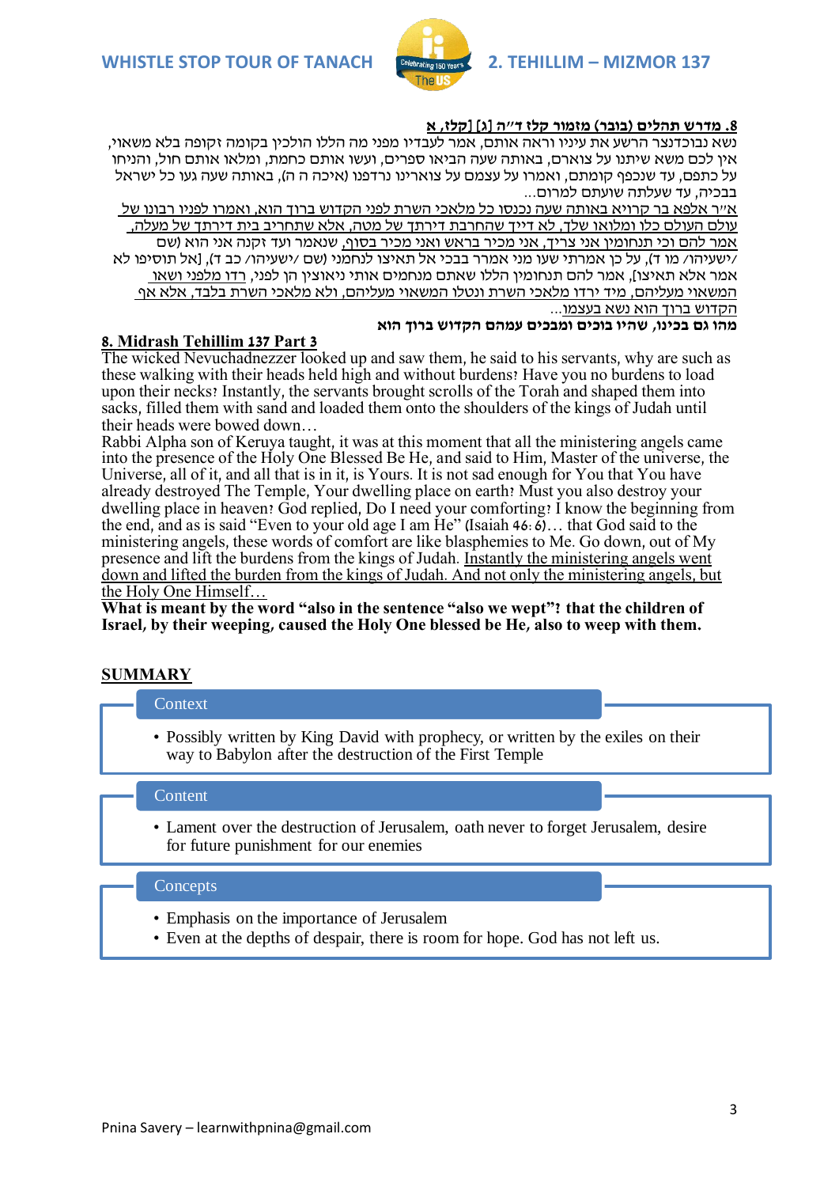**8. מדרש תהלים (בובר) מזמור קלז ד"ה [ג] [קלז, א**

נשא נבוכדנצר הרשע את עיניו וראה אותם, אמר לעבדיו מפני מה הללו הולכין בקומה זקופה בלא משאוי, אין לכם משא שיתנו על צוארם, באותה שעה הביאו ספרים, ועשו אותם כחמת, ומלאו אותם חול, והניחו על כתפם, עד שנכפף קומתם, ואמרו על עצמם על צוארינו נרדפנו (איכה ה ה), באותה שעה געו כל ישראל בבכיה, עד שעלתה שועתם למרום...

א"ר אלפא בר קרויא באותה שעה נכנסו כל מלאכי השרת לפני הקדוש ברוך הוא, ואמרו לפניו רבונו של עולם העולם כלו ומלואו שלך, לא דייך שהחרבת דירתך של מטה, אלא שתחריב בית דירתך של מעלה, אמר להם וכי תנחומין אני צריך, אני מכיר בראש ואני מכיר בסוף, שנאמר ועד זקנה אני הוא (שם /ישעיהו/ מו ד), על כן אמרתי שעו מני אמרר בבכי אל תאיצו לנחמני (שם /ישעיהו/ כב ד), [אל תוסיפו לא אמר אלא תאיצו], אמר להם תנחומין הללו שאתם מנחמים אותי ניאוצין הן לפני, רדו מלפני ושאו המשאוי מעליהם, מיד ירדו מלאכי השרת ונטלו המשאוי מעליהם, ולא מלאכי השרת בלבד, אלא אף הקדוש ברוך הוא נשא בעצמו...

**מהו גם בכינו, שהיו בוכים ומבכים עמהם הקדוש ברוך הוא**

**8. Midrash Tehillim 137 Part 3**

The wicked Nevuchadnezzer looked up and saw them, he said to his servants, why are such as these walking with their heads held high and without burdens? Have you no burdens to load upon their necks? Instantly, the servants brought scrolls of the Torah and shaped them into sacks, filled them with sand and loaded them onto the shoulders of the kings of Judah until their heads were bowed down…

Rabbi Alpha son of Keruya taught, it was at this moment that all the ministering angels came into the presence of the Holy One Blessed Be He, and said to Him, Master of the universe, the Universe, all of it, and all that is in it, is Yours. It is not sad enough for You that You have already destroyed The Temple, Your dwelling place on earth? Must you also destroy your dwelling place in heaven? God replied, Do I need your comforting? I know the beginning from the end, and as is said "Even to your old age I am He" (Isaiah 46:6)… that God said to the ministering angels, these words of comfort are like blasphemies to Me. Go down, out of My presence and lift the burdens from the kings of Judah. Instantly the ministering angels went down and lifted the burden from the kings of Judah. And not only the ministering angels, but the Holy One Himself…

**What is meant by the word "also in the sentence "also we wept"? that the children of Israel, by their weeping, caused the Holy One blessed be He, also to weep with them.**

## SUMMARY

**Context**

- Possibly written by King David with prophecy, or written by the exiles on their way to Babylon after the destruction of the First Temple

**Content**

- Lament over the destruction of Jerusalem, oath never to forget Jerusalem, desire for future punishment for our enemies

**Concepts**

- Emphasis on the importance of Jerusalem
- Even at the depths of despair, there is room for hope. God has not left us.